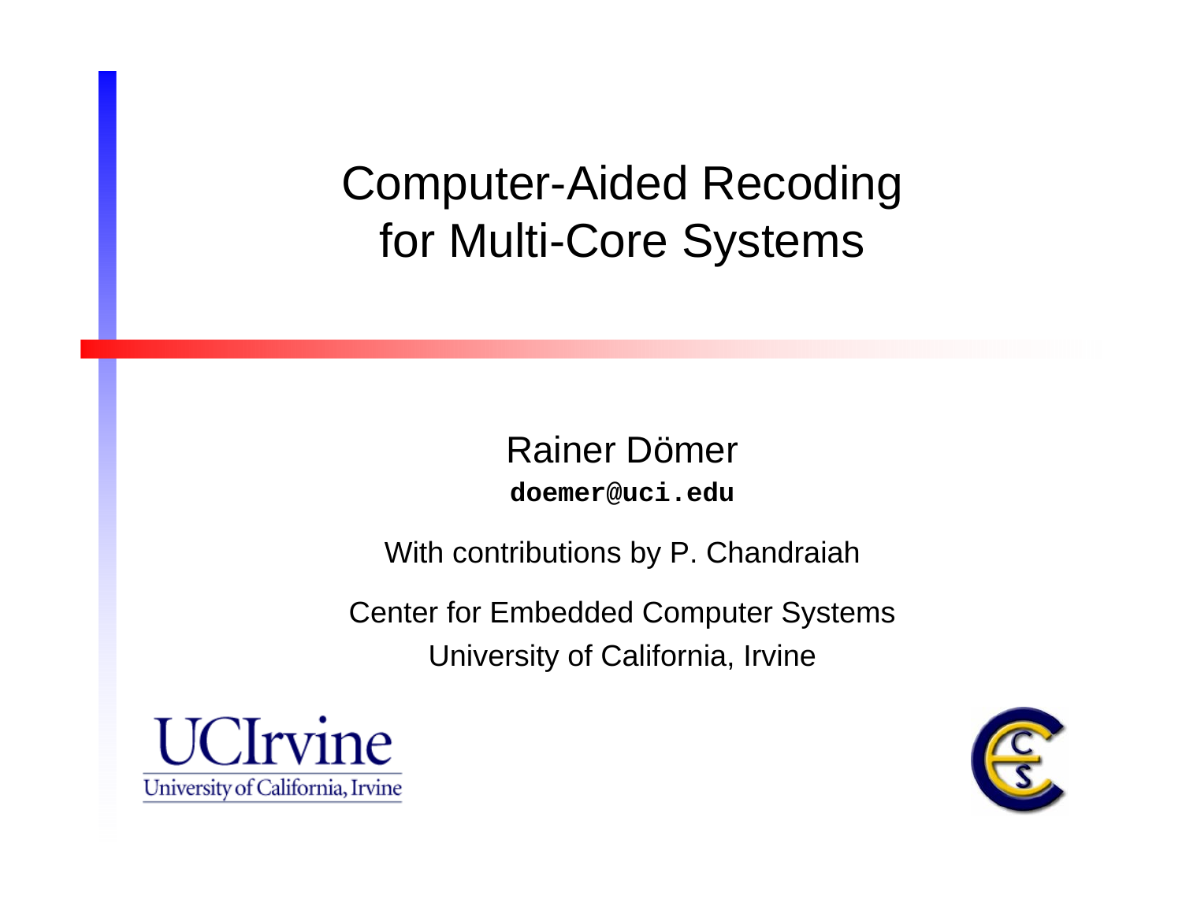# Computer-Aided Recoding for Multi-Core Systems

Rainer Dömer

**doemer@uci.edu**

With contributions by P. Chandraiah

Center for Embedded Computer Systems

University of California, Irvine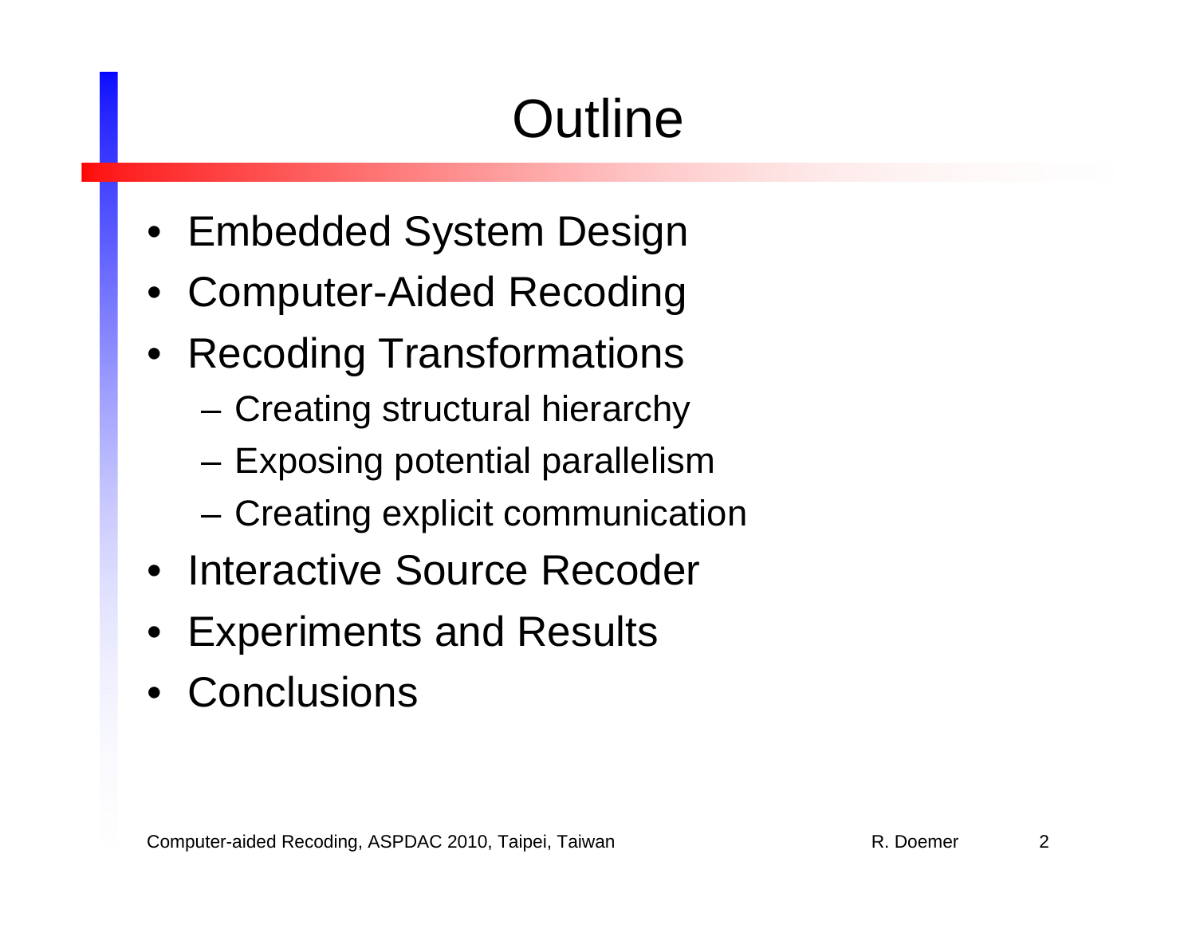# Outline

- Embedded System Design
- Computer-Aided Recoding
- Recoding Transformations
  - Creating structural hierarchy
  - Exposing potential parallelism
  - Creating explicit communication
- Interactive Source Recoder
- Experiments and Results
- Conclusions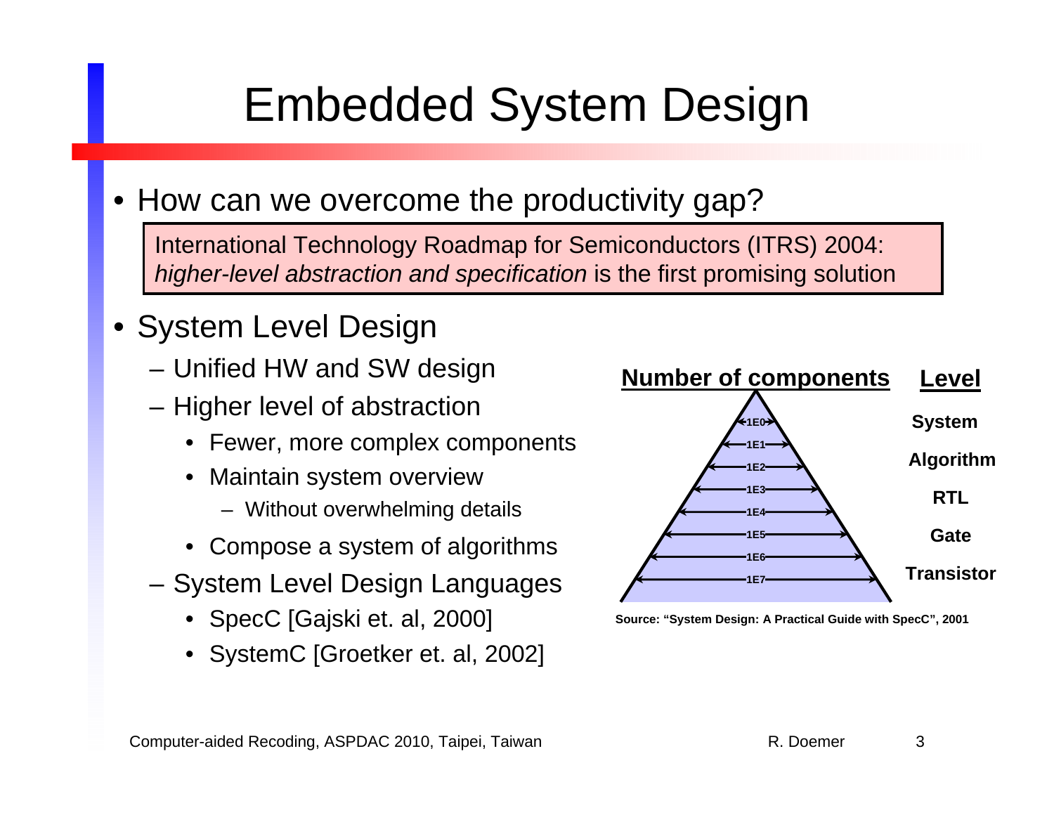# Embedded System Design

- How can we overcome the productivity gap?

> International Technology Roadmap for Semiconductors (ITRS) 2004: *higher-level abstraction and specification* is the first promising solution

- System Level Design
  - Unified HW and SW design
  - Higher level of abstraction
    - Fewer, more complex components
    - Maintain system overview
      - Without overwhelming details
    - Compose a system of algorithms
  - System Level Design Languages
    - SpecC [Gajski et. al, 2000]
    - SystemC [Groetker et. al, 2002]

| Number of components | Level |
|---|---|
| 1E0 | System |
| 1E1 | |
| 1E2 | Algorithm |
| 1E3 | |
| 1E4 | RTL |
| 1E5 | Gate |
| 1E6 | |
| 1E7 | Transistor |

Source: "System Design: A Practical Guide with SpecC", 2001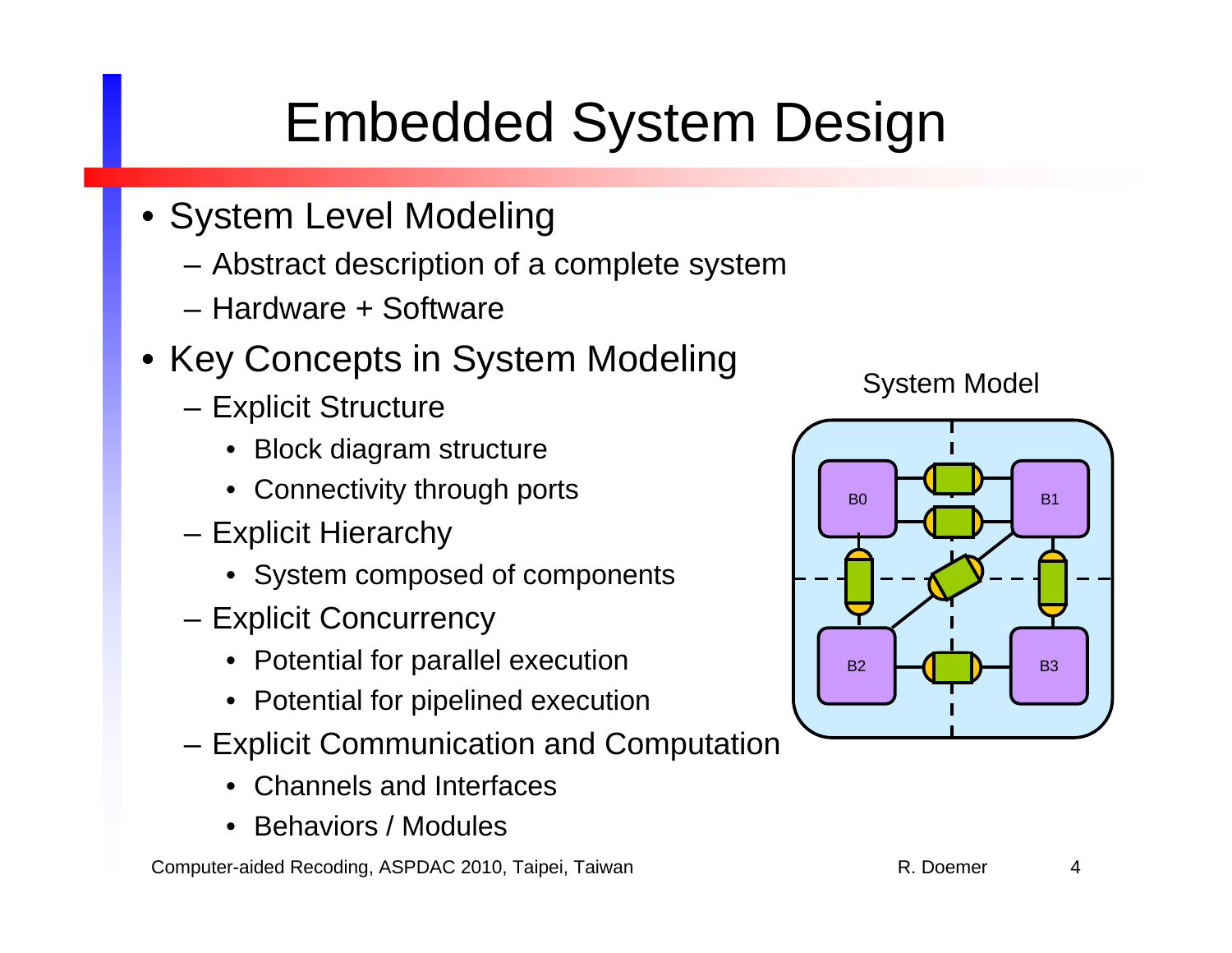# Embedded System Design

- System Level Modeling
  - Abstract description of a complete system
  - Hardware + Software
- Key Concepts in System Modeling
  - Explicit Structure
    - Block diagram structure
    - Connectivity through ports
  - Explicit Hierarchy
    - System composed of components
  - Explicit Concurrency
    - Potential for parallel execution
    - Potential for pipelined execution
  - Explicit Communication and Computation
    - Channels and Interfaces
    - Behaviors / Modules

System Model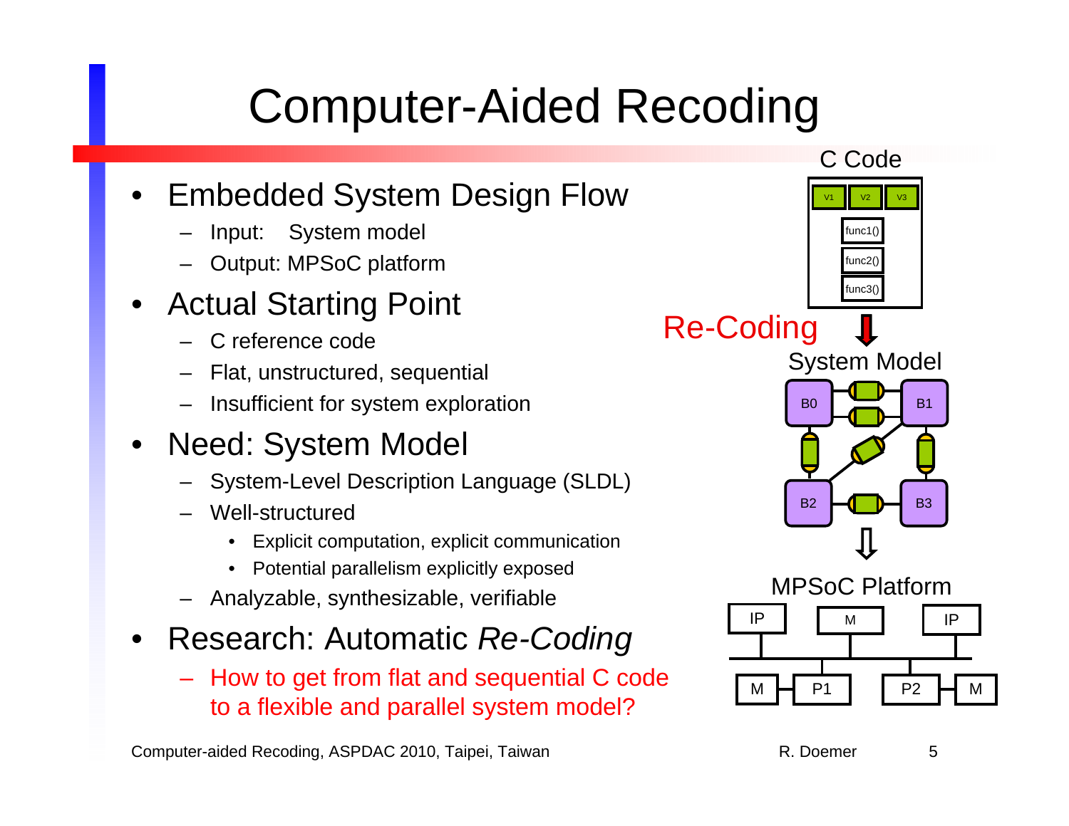# Computer-Aided Recoding

- Embedded System Design Flow
  - Input: System model
  - Output: MPSoC platform
- Actual Starting Point
  - C reference code
  - Flat, unstructured, sequential
  - Insufficient for system exploration
- Need: System Model
  - System-Level Description Language (SLDL)
  - Well-structured
    - Explicit computation, explicit communication
    - Potential parallelism explicitly exposed
  - Analyzable, synthesizable, verifiable
- Research: Automatic *Re-Coding*
  - How to get from flat and sequential C code to a flexible and parallel system model?

C Code

V1 V2 V3

func1()

func2()

func3()

Re-Coding

System Model

B0 B1 B2 B3

MPSoC Platform

IP M IP

M P1 P2 M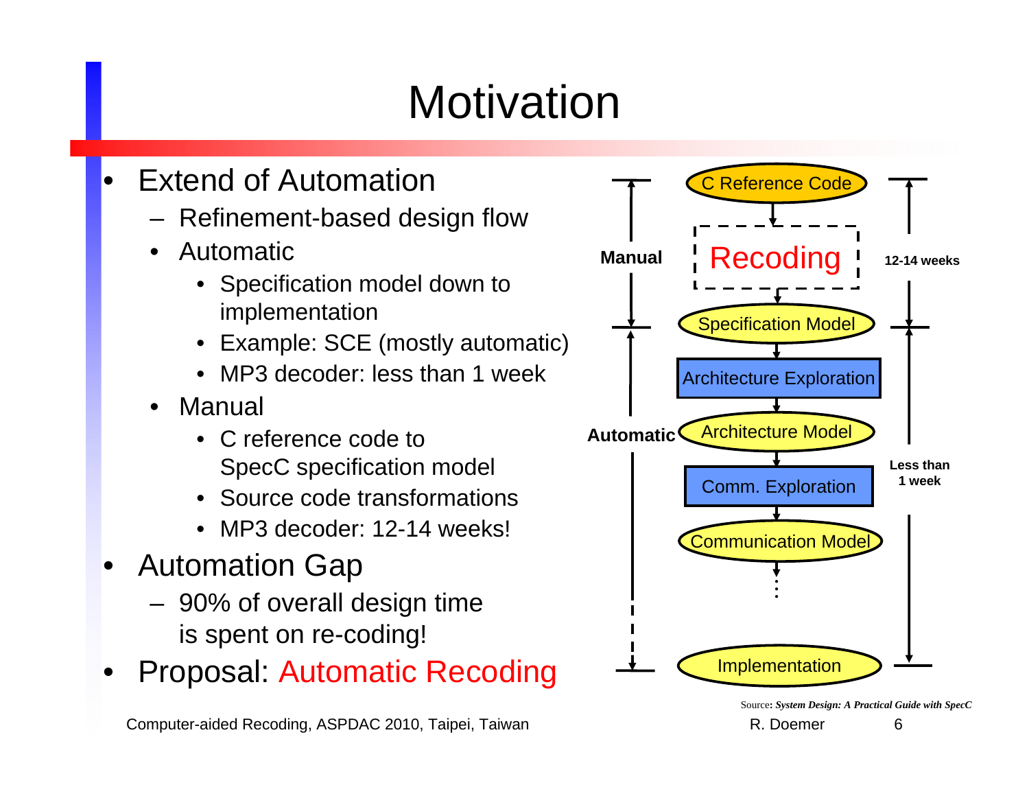# Motivation

- Extend of Automation
  - Refinement-based design flow
  - Automatic
    - Specification model down to implementation
    - Example: SCE (mostly automatic)
    - MP3 decoder: less than 1 week
  - Manual
    - C reference code to SpecC specification model
    - Source code transformations
    - MP3 decoder: 12-14 weeks!
- Automation Gap
  - 90% of overall design time is spent on re-coding!
- Proposal: Automatic Recoding

Manual — C Reference Code → Recoding → Specification Model — 12-14 weeks

Automatic — Specification Model → Architecture Exploration → Architecture Model → Comm. Exploration → Communication Model → ... → Implementation — Less than 1 week

Source: ***System Design: A Practical Guide with SpecC***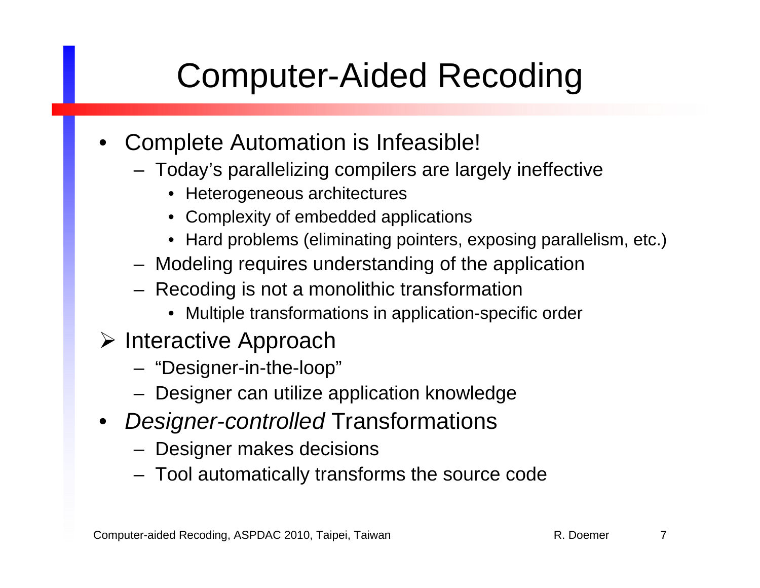# Computer-Aided Recoding

- Complete Automation is Infeasible!
  - Today's parallelizing compilers are largely ineffective
    - Heterogeneous architectures
    - Complexity of embedded applications
    - Hard problems (eliminating pointers, exposing parallelism, etc.)
  - Modeling requires understanding of the application
  - Recoding is not a monolithic transformation
    - Multiple transformations in application-specific order
- ➢ Interactive Approach
  - "Designer-in-the-loop"
  - Designer can utilize application knowledge
- *Designer-controlled* Transformations
  - Designer makes decisions
  - Tool automatically transforms the source code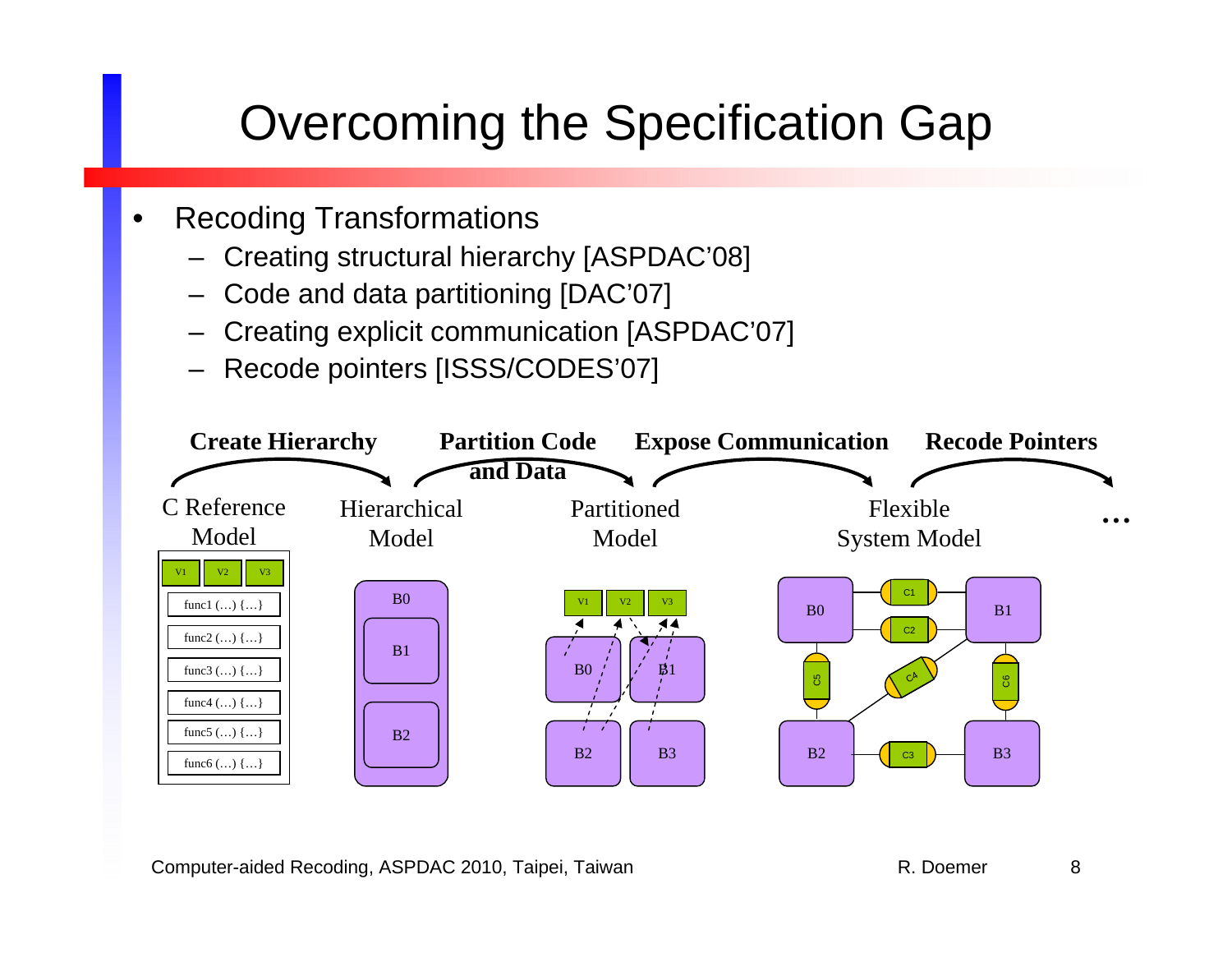# Overcoming the Specification Gap

- Recoding Transformations
  - Creating structural hierarchy [ASPDAC'08]
  - Code and data partitioning [DAC'07]
  - Creating explicit communication [ASPDAC'07]
  - Recode pointers [ISSS/CODES'07]

**Create Hierarchy** → **Partition Code and Data** → **Expose Communication** → **Recode Pointers**

C Reference Model → Hierarchical Model → Partitioned Model → Flexible System Model → ...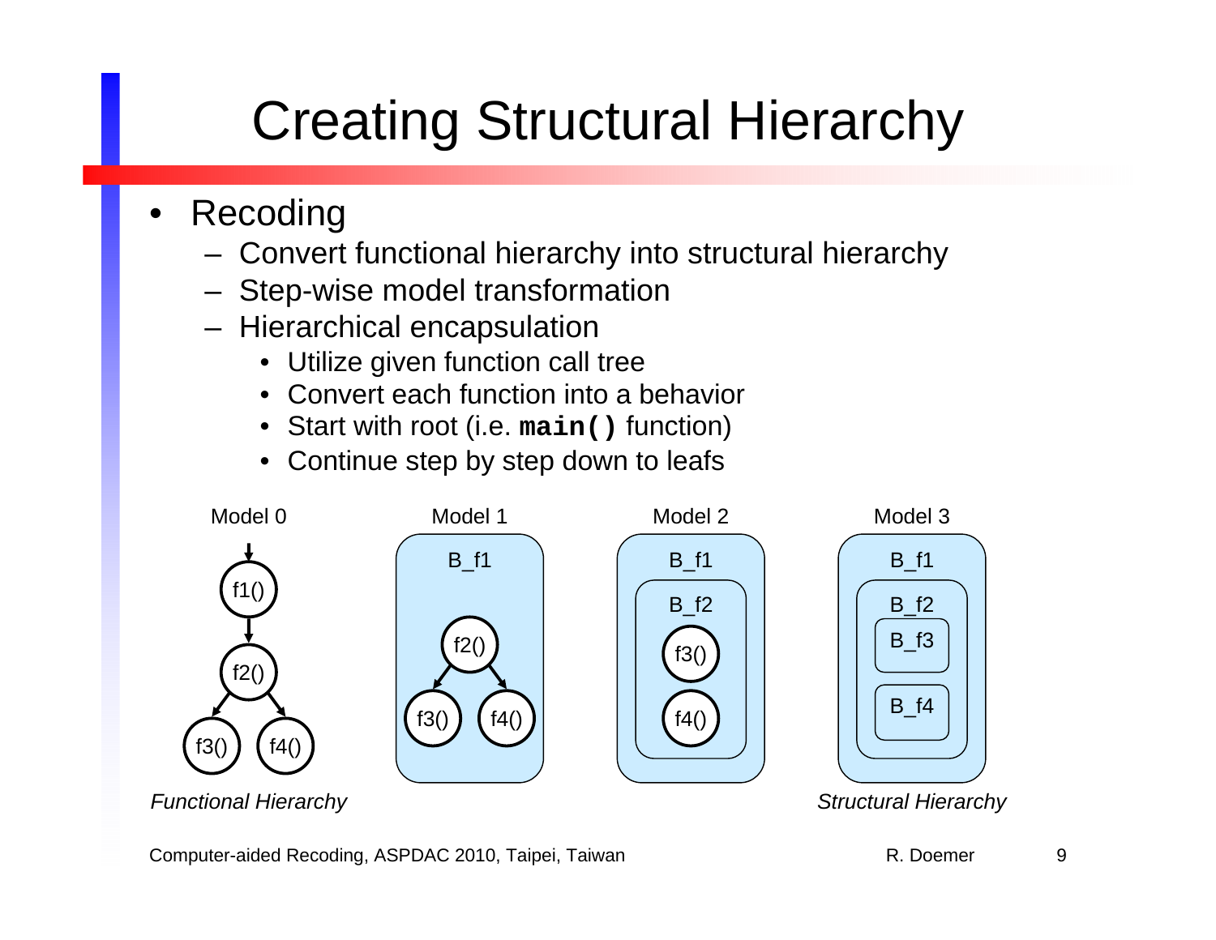# Creating Structural Hierarchy

- Recoding
  - Convert functional hierarchy into structural hierarchy
  - Step-wise model transformation
  - Hierarchical encapsulation
    - Utilize given function call tree
    - Convert each function into a behavior
    - Start with root (i.e. **`main()`** function)
    - Continue step by step down to leafs

Model 0 | Model 1 | Model 2 | Model 3

*Functional Hierarchy* | *Structural Hierarchy*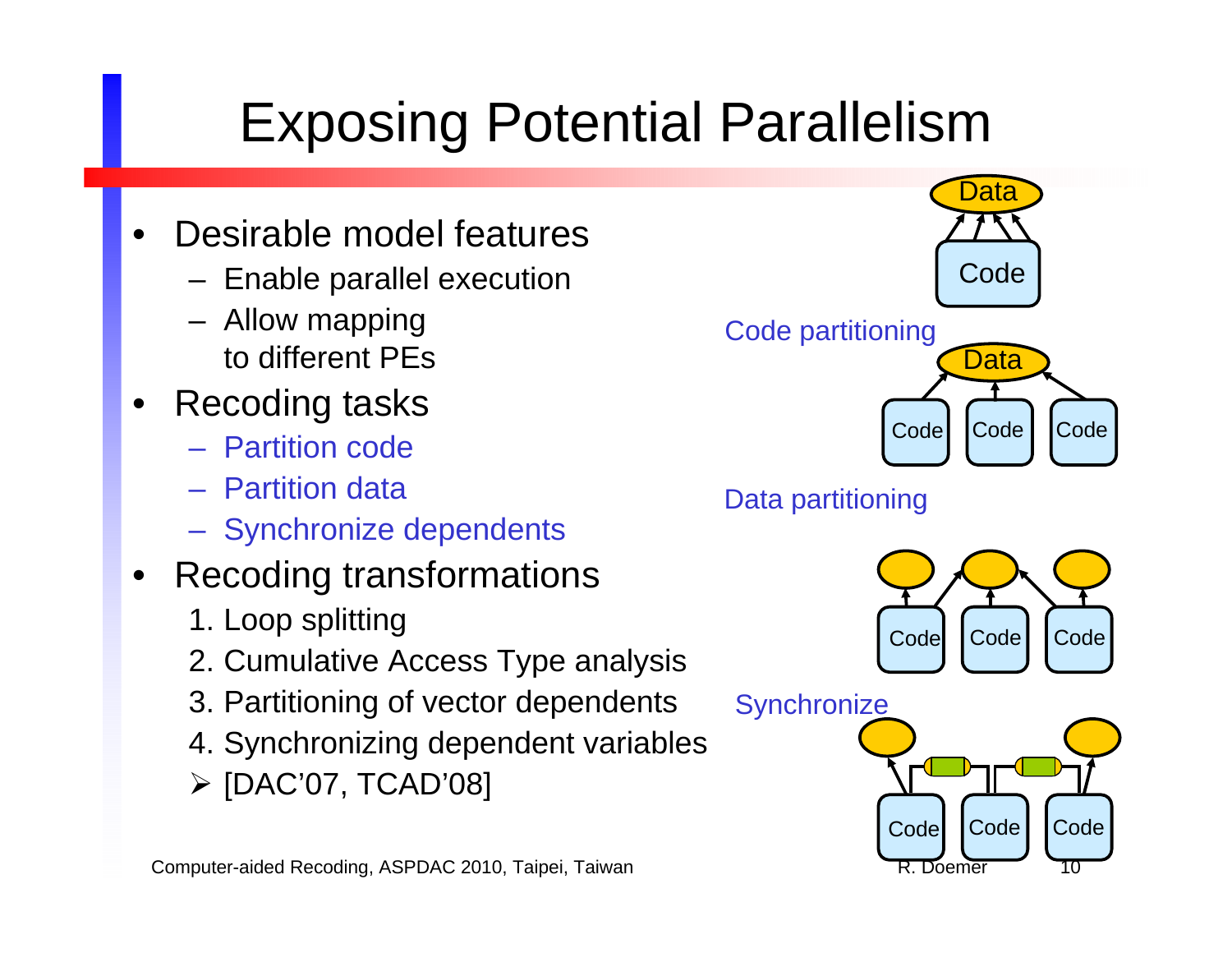# Exposing Potential Parallelism

- Desirable model features
  - Enable parallel execution
  - Allow mapping to different PEs
- Recoding tasks
  - Partition code
  - Partition data
  - Synchronize dependents
- Recoding transformations
  1. Loop splitting
  2. Cumulative Access Type analysis
  3. Partitioning of vector dependents
  4. Synchronizing dependent variables
  - [DAC'07, TCAD'08]

Data

Code

Code partitioning

Data

Code Code Code

Data partitioning

Code Code Code

Synchronize

Code Code Code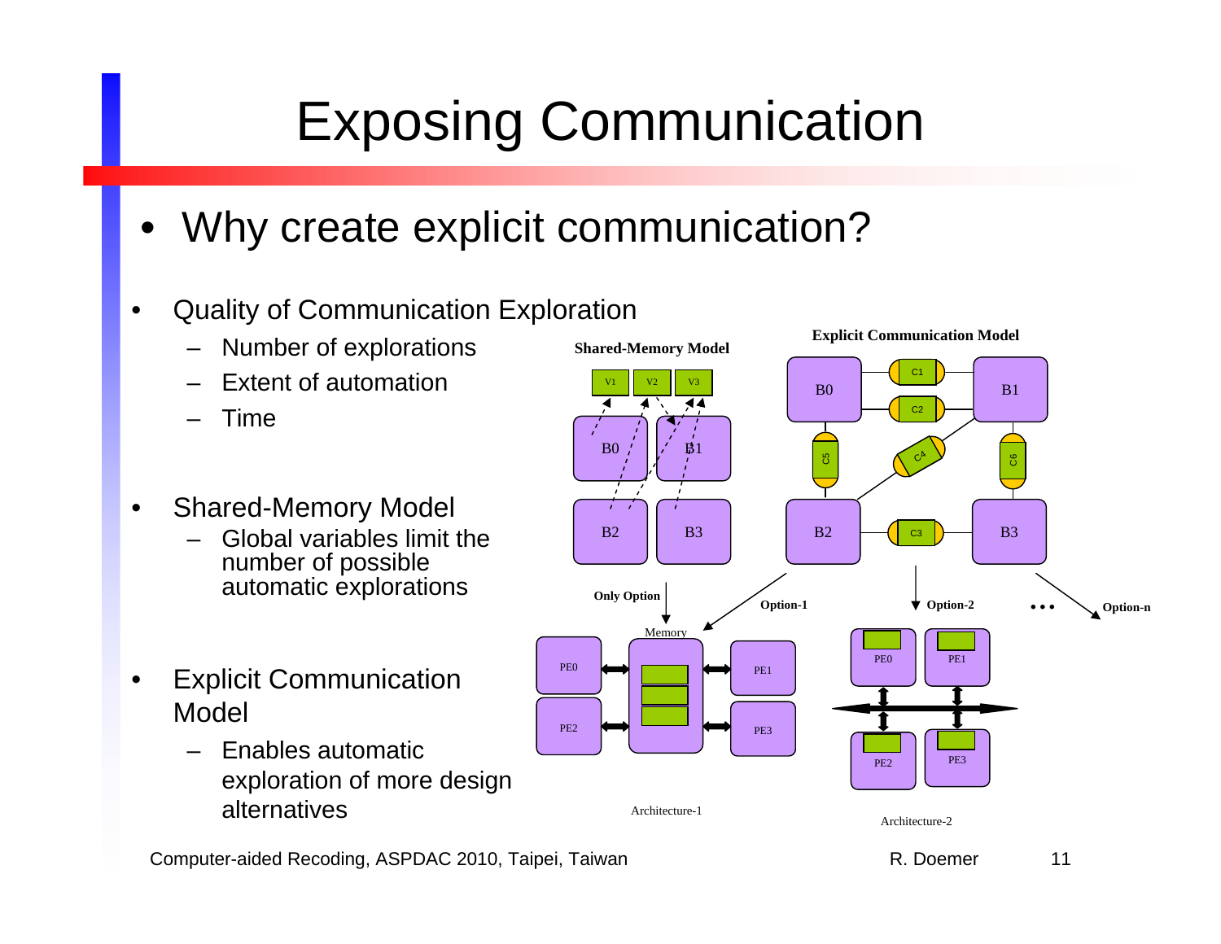# Exposing Communication

- Why create explicit communication?

- Quality of Communication Exploration
  - Number of explorations
  - Extent of automation
  - Time

- Shared-Memory Model
  - Global variables limit the number of possible automatic explorations

- Explicit Communication Model
  - Enables automatic exploration of more design alternatives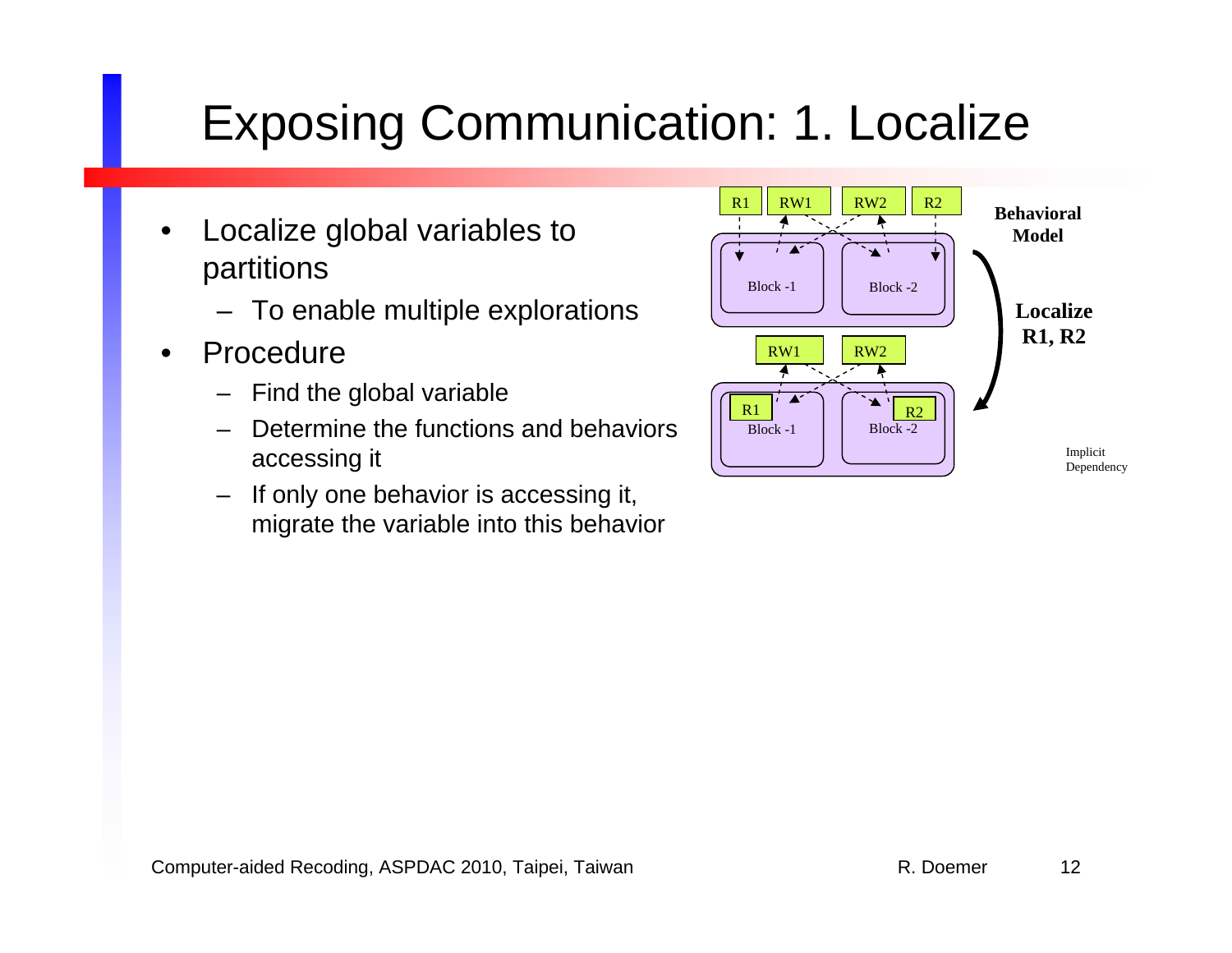# Exposing Communication: 1. Localize

- Localize global variables to partitions
  - To enable multiple explorations
- Procedure
  - Find the global variable
  - Determine the functions and behaviors accessing it
  - If only one behavior is accessing it, migrate the variable into this behavior

R1 RW1 RW2 R2

Block -1 Block -2

Behavioral Model

Localize R1, R2

RW1 RW2

R1 R2

Block -1 Block -2

Implicit Dependency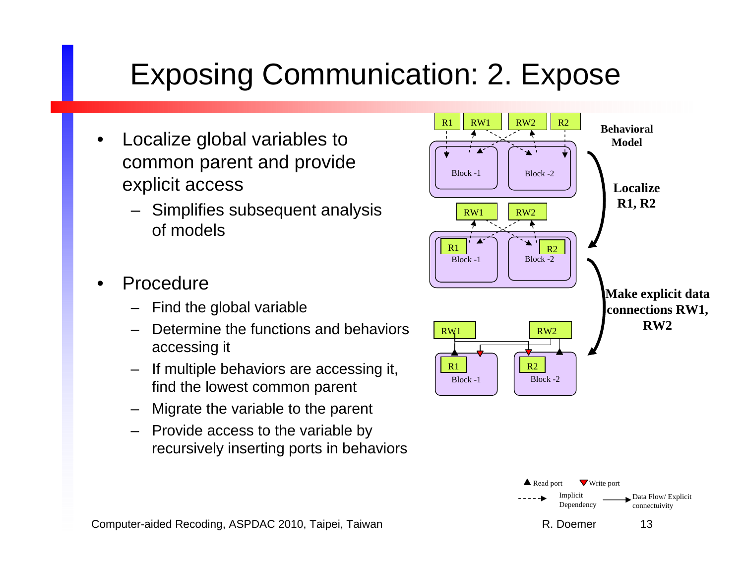# Exposing Communication: 2. Expose

- Localize global variables to common parent and provide explicit access
  - Simplifies subsequent analysis of models
- Procedure
  - Find the global variable
  - Determine the functions and behaviors accessing it
  - If multiple behaviors are accessing it, find the lowest common parent
  - Migrate the variable to the parent
  - Provide access to the variable by recursively inserting ports in behaviors

**Behavioral Model**

**Localize R1, R2**

**Make explicit data connections RW1, RW2**

R1 RW1 RW2 R2

Block -1 Block -2

Read port  Write port

Implicit Dependency

Data Flow/ Explicit connectuivity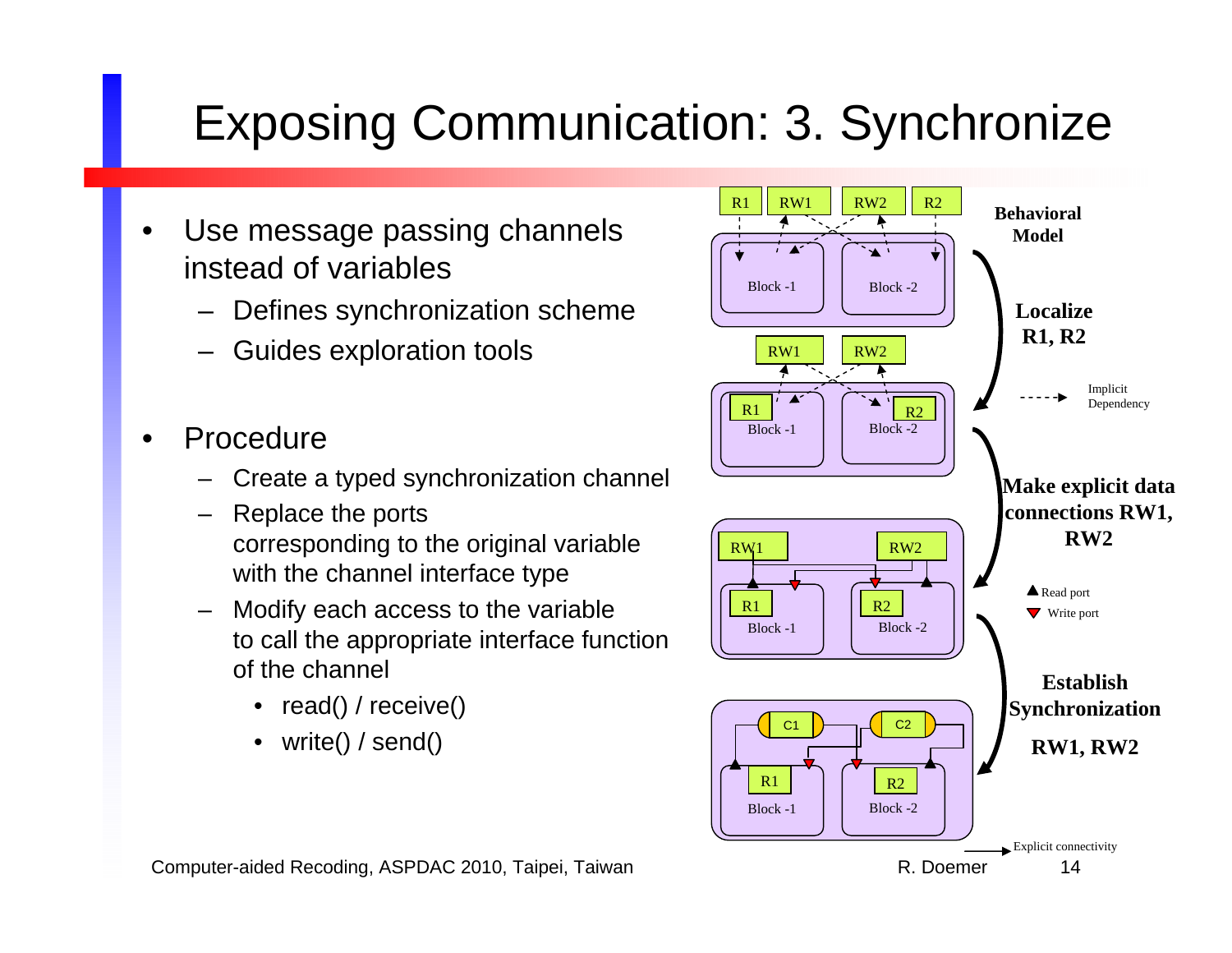# Exposing Communication: 3. Synchronize

- Use message passing channels instead of variables
  - Defines synchronization scheme
  - Guides exploration tools

- Procedure
  - Create a typed synchronization channel
  - Replace the ports corresponding to the original variable with the channel interface type
  - Modify each access to the variable to call the appropriate interface function of the channel
    - read() / receive()
    - write() / send()

Behavioral Model

Localize R1, R2

Make explicit data connections RW1, RW2

Establish Synchronization RW1, RW2

Implicit Dependency

Read port

Write port

Explicit connectivity

Computer-aided Recoding, ASPDAC 2010, Taipei, Taiwan

R. Doemer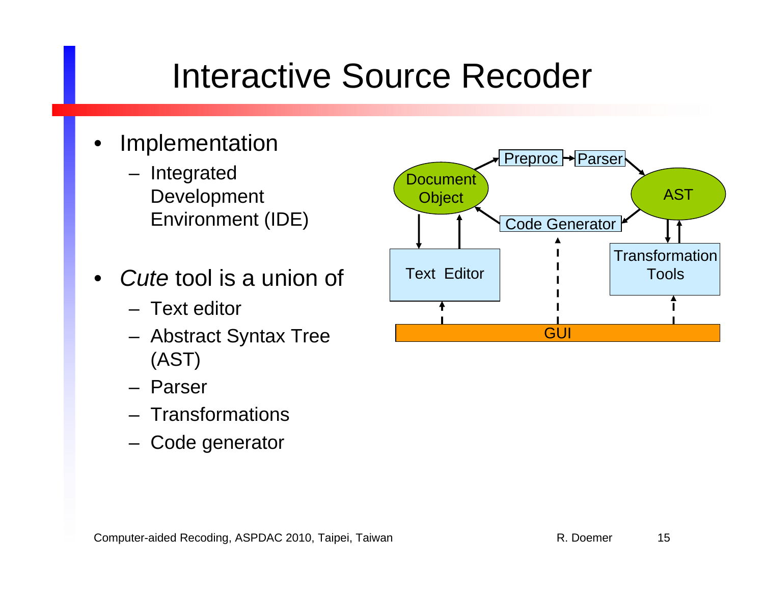# Interactive Source Recoder

- Implementation
  - Integrated Development Environment (IDE)

- *Cute* tool is a union of
  - Text editor
  - Abstract Syntax Tree (AST)
  - Parser
  - Transformations
  - Code generator

Document Object

Preproc

Parser

AST

Code Generator

Text Editor

Transformation Tools

GUI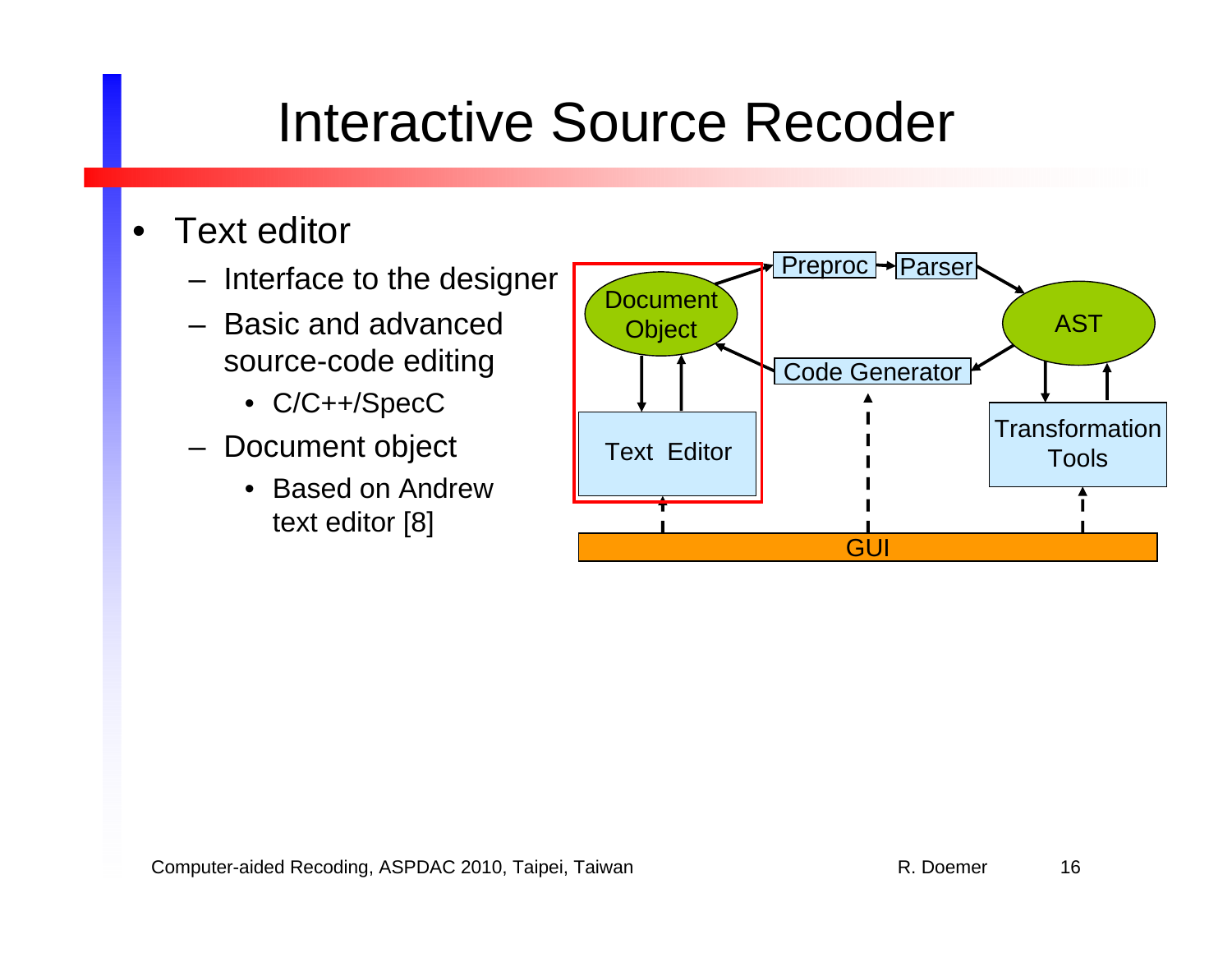# Interactive Source Recoder

- Text editor
  - Interface to the designer
  - Basic and advanced source-code editing
    - C/C++/SpecC
  - Document object
    - Based on Andrew text editor [8]

Document Object

Preproc

Parser

AST

Code Generator

Text Editor

Transformation Tools

GUI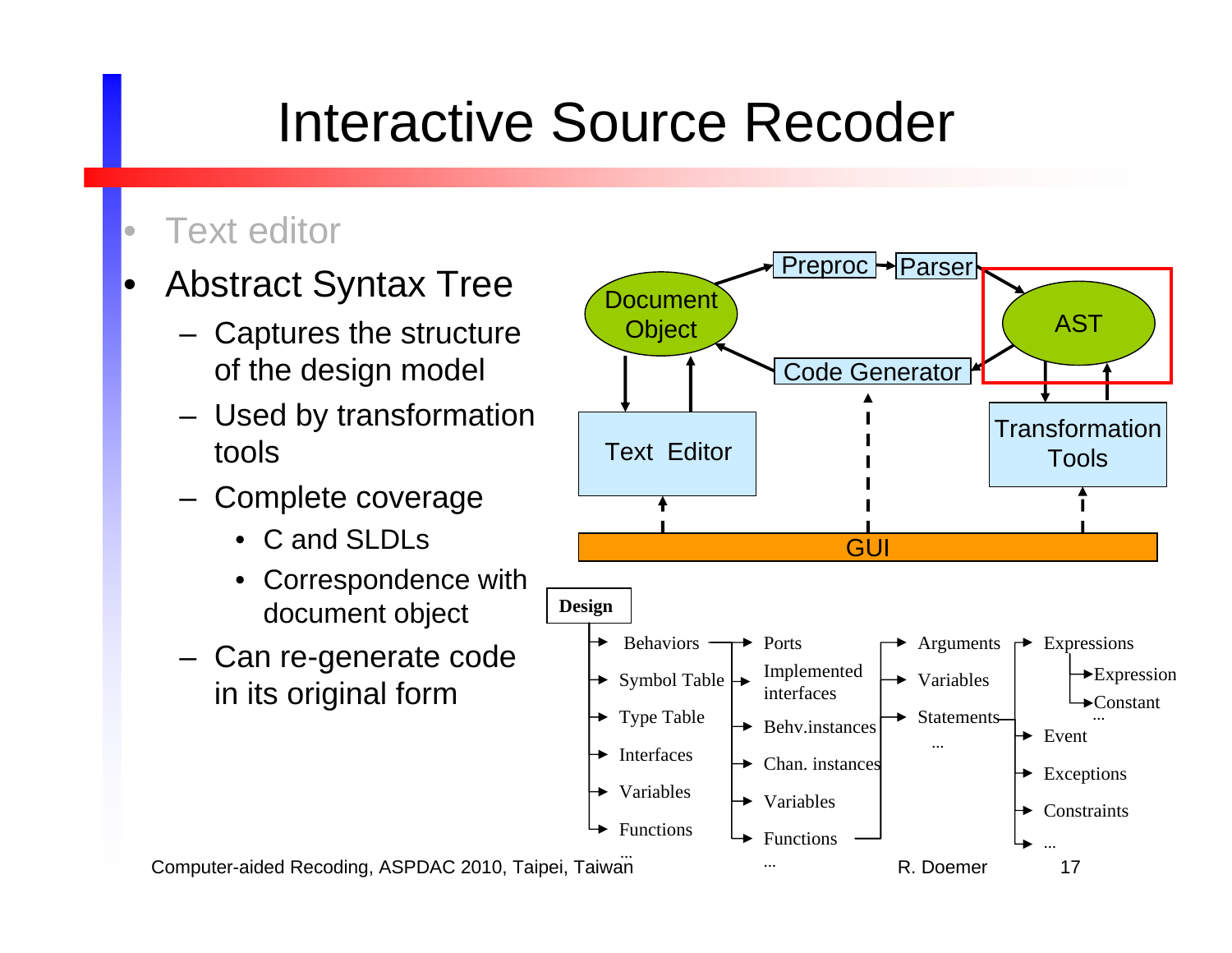# Interactive Source Recoder

- Text editor
- Abstract Syntax Tree
  - Captures the structure of the design model
  - Used by transformation tools
  - Complete coverage
    - C and SLDLs
    - Correspondence with document object
  - Can re-generate code in its original form

Document Object → Preproc → Parser → AST → Code Generator → Document Object

Text Editor, Transformation Tools, GUI

- Design
  - Behaviors
    - Ports
    - Implemented interfaces
    - Behv.instances
    - Chan. instances
    - Variables
    - Functions
      - Arguments
      - Variables
      - Statements
        - Expressions
          - Expression
          - Constant
          - ...
        - Event
        - Exceptions
        - Constraints
        - ...
      - ...
    - ...
  - Symbol Table
  - Type Table
  - Interfaces
  - Variables
  - Functions
  - ...

Computer-aided Recoding, ASPDAC 2010, Taipei, Taiwan — R. Doemer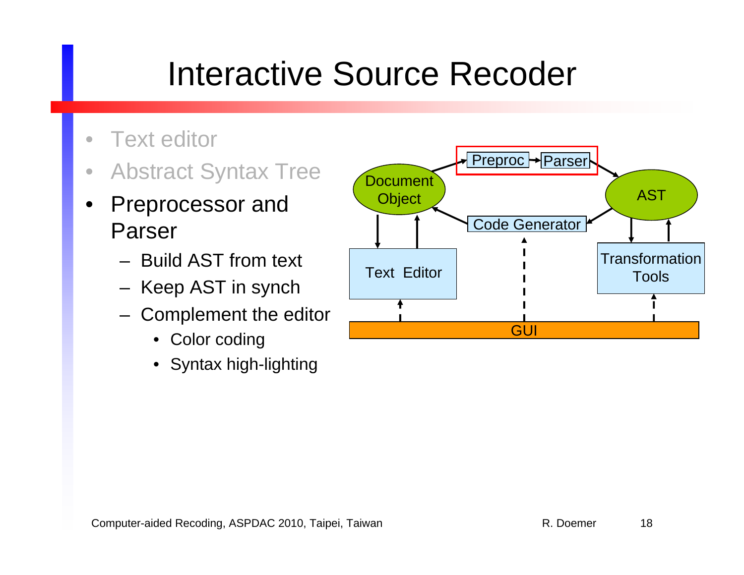# Interactive Source Recoder

- Text editor
- Abstract Syntax Tree
- Preprocessor and Parser
  - Build AST from text
  - Keep AST in synch
  - Complement the editor
    - Color coding
    - Syntax high-lighting

Preproc → Parser

Document Object

AST

Code Generator

Text Editor

Transformation Tools

GUI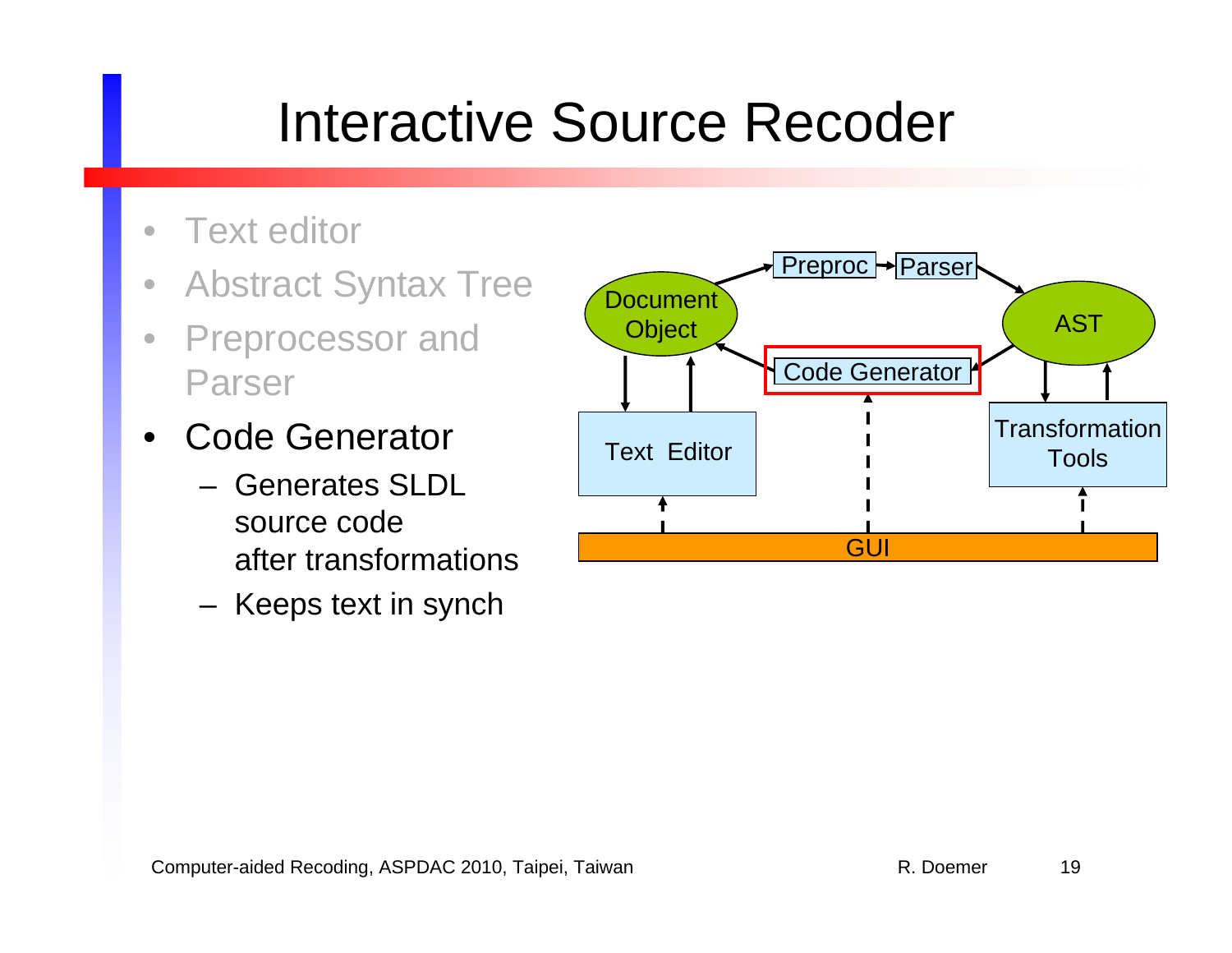# Interactive Source Recoder

- Text editor
- Abstract Syntax Tree
- Preprocessor and Parser
- Code Generator
  - Generates SLDL source code after transformations
  - Keeps text in synch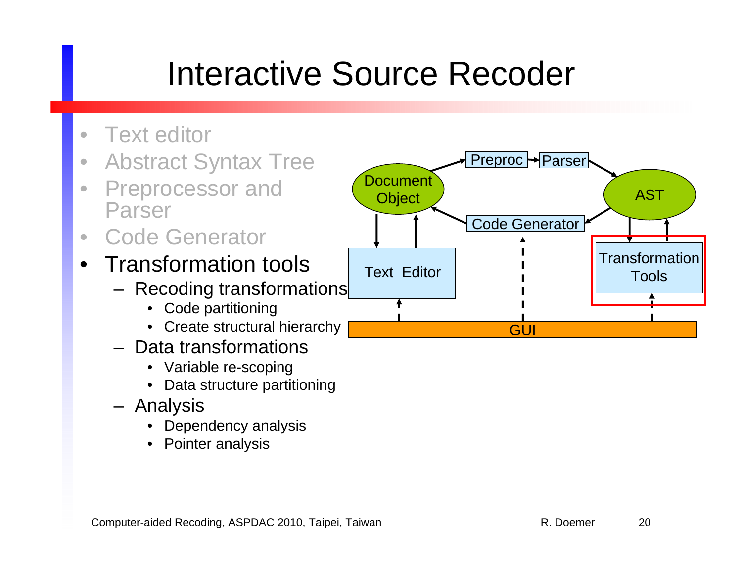# Interactive Source Recoder

- Text editor
- Abstract Syntax Tree
- Preprocessor and Parser
- Code Generator
- Transformation tools
  - Recoding transformations
    - Code partitioning
    - Create structural hierarchy
  - Data transformations
    - Variable re-scoping
    - Data structure partitioning
  - Analysis
    - Dependency analysis
    - Pointer analysis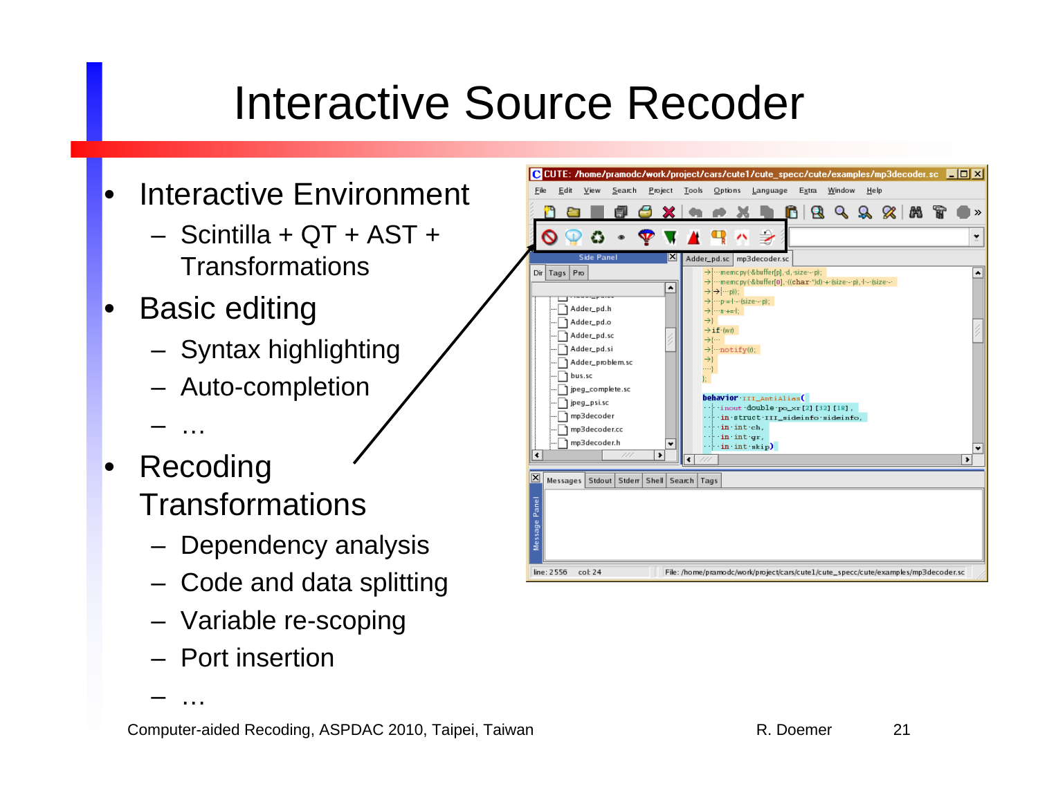# Interactive Source Recoder

- Interactive Environment
  - Scintilla + QT + AST + Transformations
- Basic editing
  - Syntax highlighting
  - Auto-completion
  - …
- Recoding Transformations
  - Dependency analysis
  - Code and data splitting
  - Variable re-scoping
  - Port insertion
  - …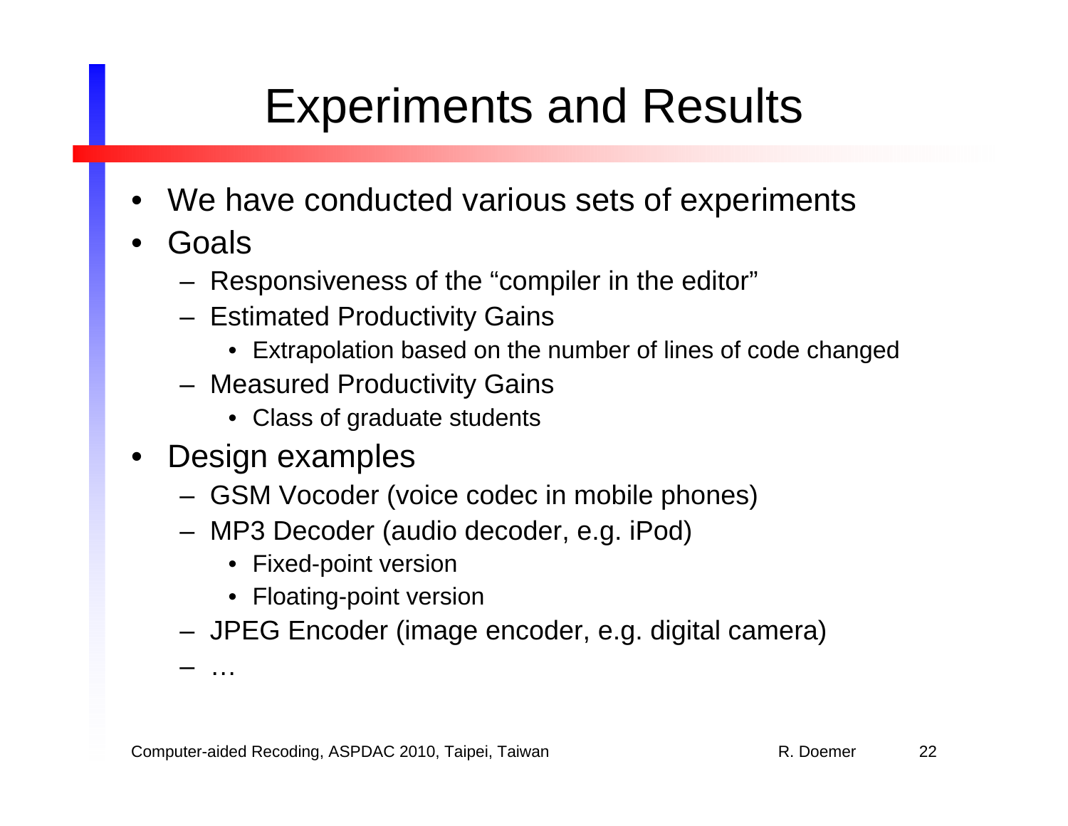# Experiments and Results

- We have conducted various sets of experiments
- Goals
  - Responsiveness of the “compiler in the editor”
  - Estimated Productivity Gains
    - Extrapolation based on the number of lines of code changed
  - Measured Productivity Gains
    - Class of graduate students
- Design examples
  - GSM Vocoder (voice codec in mobile phones)
  - MP3 Decoder (audio decoder, e.g. iPod)
    - Fixed-point version
    - Floating-point version
  - JPEG Encoder (image encoder, e.g. digital camera)
  - …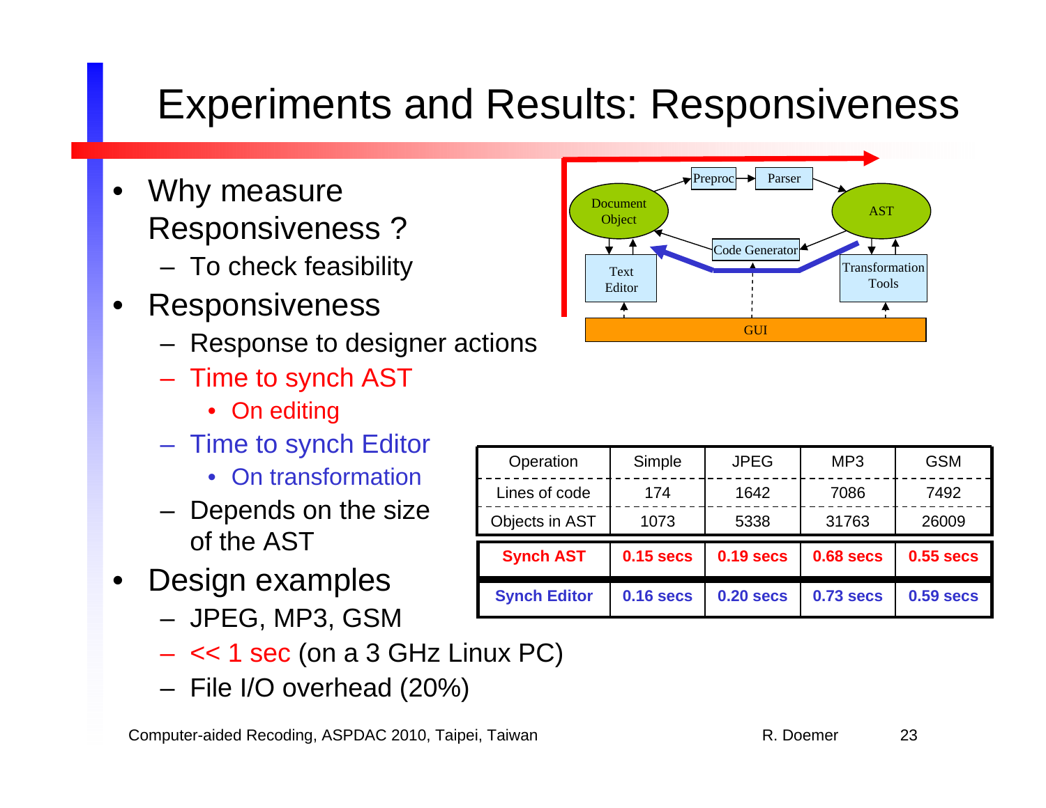# Experiments and Results: Responsiveness

- Why measure Responsiveness ?
  - To check feasibility
- Responsiveness
  - Response to designer actions
  - Time to synch AST
    - On editing
  - Time to synch Editor
    - On transformation
  - Depends on the size of the AST
- Design examples
  - JPEG, MP3, GSM
  - << 1 sec (on a 3 GHz Linux PC)
  - File I/O overhead (20%)

| Operation | Simple | JPEG | MP3 | GSM |
|---|---|---|---|---|
| Lines of code | 174 | 1642 | 7086 | 7492 |
| Objects in AST | 1073 | 5338 | 31763 | 26009 |
| **Synch AST** | **0.15 secs** | **0.19 secs** | **0.68 secs** | **0.55 secs** |
| **Synch Editor** | **0.16 secs** | **0.20 secs** | **0.73 secs** | **0.59 secs** |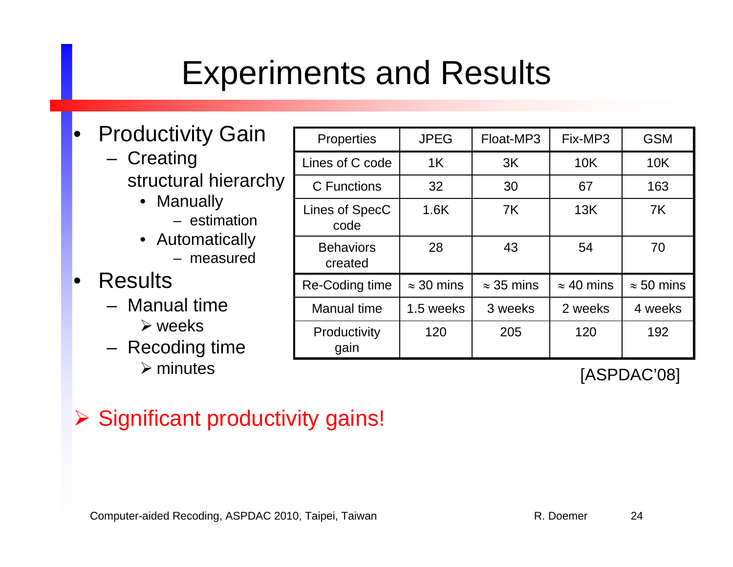# Experiments and Results

- Productivity Gain
  - Creating structural hierarchy
    - Manually
      - estimation
    - Automatically
      - measured
- Results
  - Manual time
    - ➢ weeks
  - Recoding time
    - ➢ minutes

| Properties | JPEG | Float-MP3 | Fix-MP3 | GSM |
|---|---|---|---|---|
| Lines of C code | 1K | 3K | 10K | 10K |
| C Functions | 32 | 30 | 67 | 163 |
| Lines of SpecC code | 1.6K | 7K | 13K | 7K |
| Behaviors created | 28 | 43 | 54 | 70 |
| Re-Coding time | ≈ 30 mins | ≈ 35 mins | ≈ 40 mins | ≈ 50 mins |
| Manual time | 1.5 weeks | 3 weeks | 2 weeks | 4 weeks |
| Productivity gain | 120 | 205 | 120 | 192 |

[ASPDAC'08]

➢ Significant productivity gains!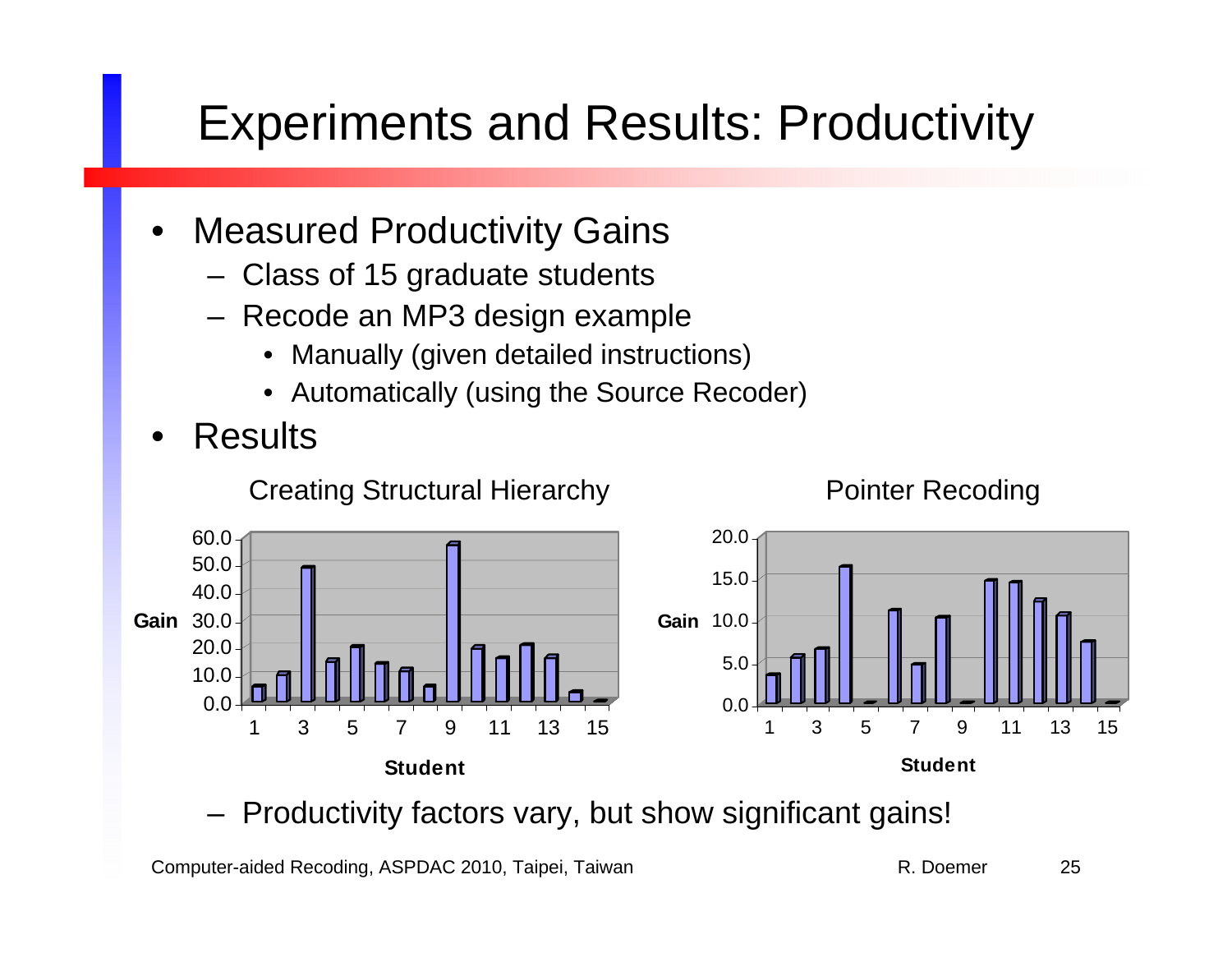# Experiments and Results: Productivity

- Measured Productivity Gains
  - Class of 15 graduate students
  - Recode an MP3 design example
    - Manually (given detailed instructions)
    - Automatically (using the Source Recoder)
- Results

Creating Structural Hierarchy

Pointer Recoding

- Productivity factors vary, but show significant gains!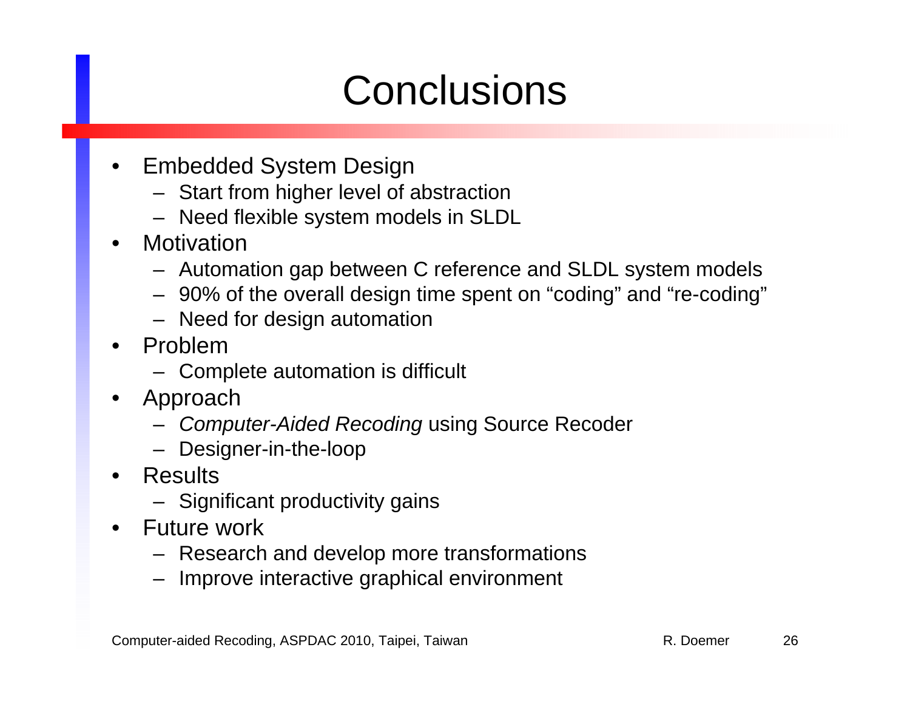# Conclusions

- Embedded System Design
  - Start from higher level of abstraction
  - Need flexible system models in SLDL
- Motivation
  - Automation gap between C reference and SLDL system models
  - 90% of the overall design time spent on “coding” and “re-coding”
  - Need for design automation
- Problem
  - Complete automation is difficult
- Approach
  - *Computer-Aided Recoding* using Source Recoder
  - Designer-in-the-loop
- Results
  - Significant productivity gains
- Future work
  - Research and develop more transformations
  - Improve interactive graphical environment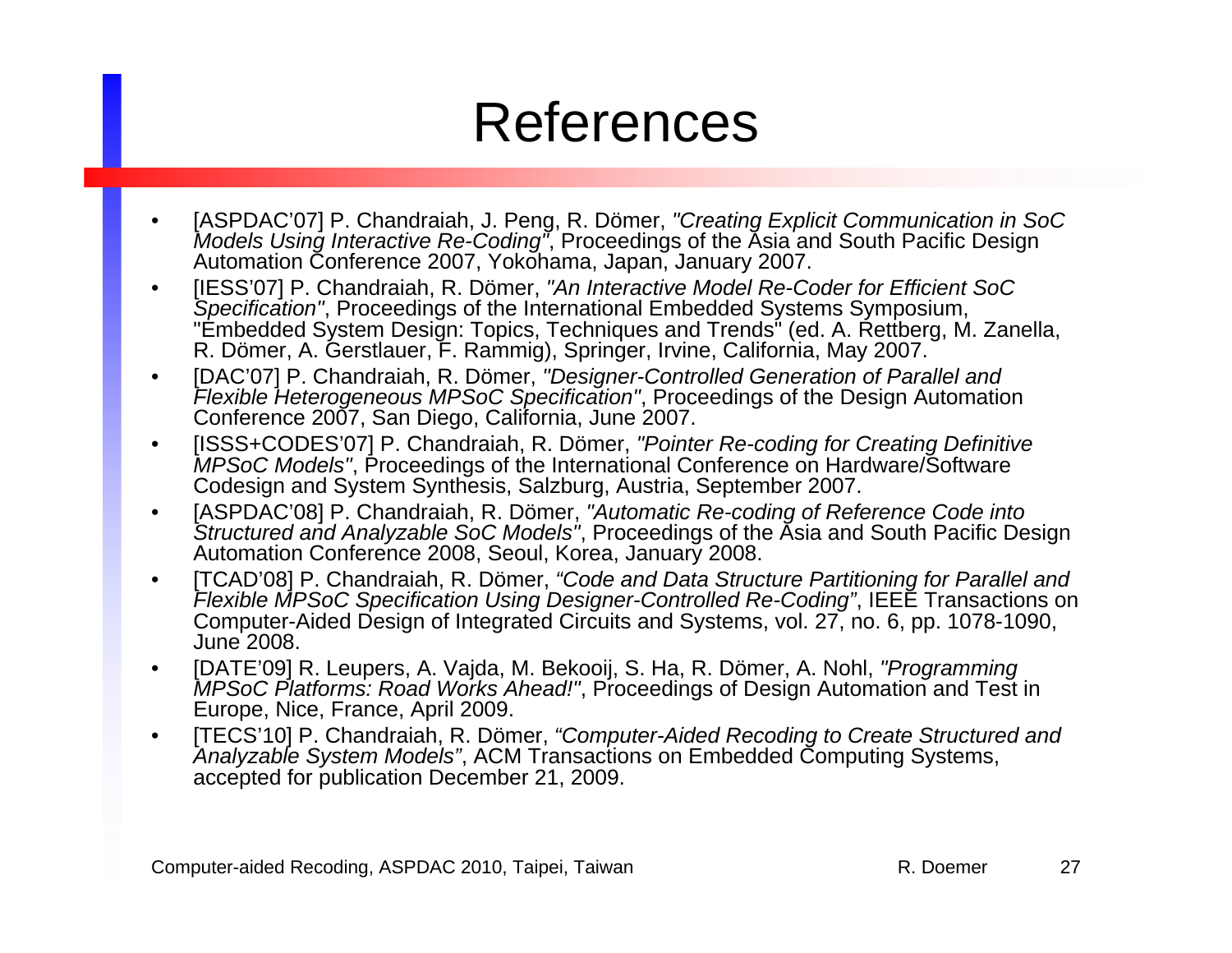# References

- [ASPDAC'07] P. Chandraiah, J. Peng, R. Dömer, *"Creating Explicit Communication in SoC Models Using Interactive Re-Coding"*, Proceedings of the Asia and South Pacific Design Automation Conference 2007, Yokohama, Japan, January 2007.
- [IESS'07] P. Chandraiah, R. Dömer, *"An Interactive Model Re-Coder for Efficient SoC Specification"*, Proceedings of the International Embedded Systems Symposium, "Embedded System Design: Topics, Techniques and Trends" (ed. A. Rettberg, M. Zanella, R. Dömer, A. Gerstlauer, F. Rammig), Springer, Irvine, California, May 2007.
- [DAC'07] P. Chandraiah, R. Dömer, *"Designer-Controlled Generation of Parallel and Flexible Heterogeneous MPSoC Specification"*, Proceedings of the Design Automation Conference 2007, San Diego, California, June 2007.
- [ISSS+CODES'07] P. Chandraiah, R. Dömer, *"Pointer Re-coding for Creating Definitive MPSoC Models"*, Proceedings of the International Conference on Hardware/Software Codesign and System Synthesis, Salzburg, Austria, September 2007.
- [ASPDAC'08] P. Chandraiah, R. Dömer, *"Automatic Re-coding of Reference Code into Structured and Analyzable SoC Models"*, Proceedings of the Asia and South Pacific Design Automation Conference 2008, Seoul, Korea, January 2008.
- [TCAD'08] P. Chandraiah, R. Dömer, *"Code and Data Structure Partitioning for Parallel and Flexible MPSoC Specification Using Designer-Controlled Re-Coding"*, IEEE Transactions on Computer-Aided Design of Integrated Circuits and Systems, vol. 27, no. 6, pp. 1078-1090, June 2008.
- [DATE'09] R. Leupers, A. Vajda, M. Bekooij, S. Ha, R. Dömer, A. Nohl, *"Programming MPSoC Platforms: Road Works Ahead!"*, Proceedings of Design Automation and Test in Europe, Nice, France, April 2009.
- [TECS'10] P. Chandraiah, R. Dömer, *"Computer-Aided Recoding to Create Structured and Analyzable System Models"*, ACM Transactions on Embedded Computing Systems, accepted for publication December 21, 2009.